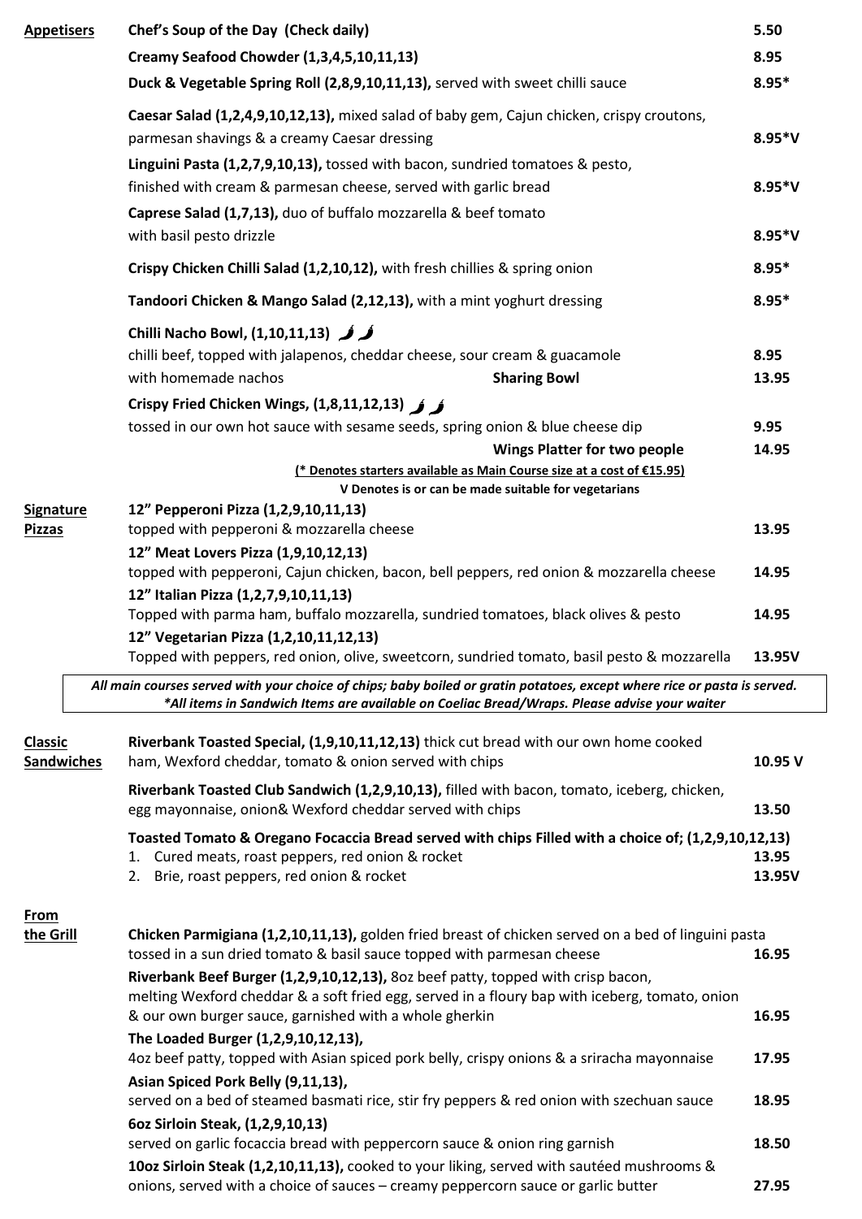## Appetisers

| Item | Price |
|---|---|
| **Chef's Soup of the Day (Check daily)** | 5.50 |
| **Creamy Seafood Chowder (1,3,4,5,10,11,13)** | 8.95 |
| **Duck & Vegetable Spring Roll (2,8,9,10,11,13),** served with sweet chilli sauce | 8.95* |
| **Caesar Salad (1,2,4,9,10,12,13),** mixed salad of baby gem, Cajun chicken, crispy croutons, parmesan shavings & a creamy Caesar dressing | 8.95*V |
| **Linguini Pasta (1,2,7,9,10,13),** tossed with bacon, sundried tomatoes & pesto, finished with cream & parmesan cheese, served with garlic bread | 8.95*V |
| **Caprese Salad (1,7,13),** duo of buffalo mozzarella & beef tomato with basil pesto drizzle | 8.95*V |
| **Crispy Chicken Chilli Salad (1,2,10,12),** with fresh chillies & spring onion | 8.95* |
| **Tandoori Chicken & Mango Salad (2,12,13),** with a mint yoghurt dressing | 8.95* |
| **Chilli Nacho Bowl, (1,10,11,13)** 🌶🌶 chilli beef, topped with jalapenos, cheddar cheese, sour cream & guacamole with homemade nachos | 8.95 |
| **Sharing Bowl** | 13.95 |
| **Crispy Fried Chicken Wings, (1,8,11,12,13)** 🌶🌶 tossed in our own hot sauce with sesame seeds, spring onion & blue cheese dip | 9.95 |
| **Wings Platter for two people** | 14.95 |

**(* Denotes starters available as Main Course size at a cost of €15.95)**

**V Denotes is or can be made suitable for vegetarians**

## Signature Pizzas

| Item | Price |
|---|---|
| **12" Pepperoni Pizza (1,2,9,10,11,13)** topped with pepperoni & mozzarella cheese | 13.95 |
| **12" Meat Lovers Pizza (1,9,10,12,13)** topped with pepperoni, Cajun chicken, bacon, bell peppers, red onion & mozzarella cheese | 14.95 |
| **12" Italian Pizza (1,2,7,9,10,11,13)** Topped with parma ham, buffalo mozzarella, sundried tomatoes, black olives & pesto | 14.95 |
| **12" Vegetarian Pizza (1,2,10,11,12,13)** Topped with peppers, red onion, olive, sweetcorn, sundried tomato, basil pesto & mozzarella | 13.95V |

***All main courses served with your choice of chips; baby boiled or gratin potatoes, except where rice or pasta is served.***
***\*All items in Sandwich Items are available on Coeliac Bread/Wraps. Please advise your waiter***

## Classic Sandwiches

| Item | Price |
|---|---|
| **Riverbank Toasted Special, (1,9,10,11,12,13)** thick cut bread with our own home cooked ham, Wexford cheddar, tomato & onion served with chips | 10.95 V |
| **Riverbank Toasted Club Sandwich (1,2,9,10,13),** filled with bacon, tomato, iceberg, chicken, egg mayonnaise, onion& Wexford cheddar served with chips | 13.50 |

**Toasted Tomato & Oregano Focaccia Bread served with chips Filled with a choice of; (1,2,9,10,12,13)**

| Item | Price |
|---|---|
| 1. Cured meats, roast peppers, red onion & rocket | 13.95 |
| 2. Brie, roast peppers, red onion & rocket | 13.95V |

## From the Grill

| Item | Price |
|---|---|
| **Chicken Parmigiana (1,2,10,11,13),** golden fried breast of chicken served on a bed of linguini pasta tossed in a sun dried tomato & basil sauce topped with parmesan cheese | 16.95 |
| **Riverbank Beef Burger (1,2,9,10,12,13),** 8oz beef patty, topped with crisp bacon, melting Wexford cheddar & a soft fried egg, served in a floury bap with iceberg, tomato, onion & our own burger sauce, garnished with a whole gherkin | 16.95 |
| **The Loaded Burger (1,2,9,10,12,13),** 4oz beef patty, topped with Asian spiced pork belly, crispy onions & a sriracha mayonnaise | 17.95 |
| **Asian Spiced Pork Belly (9,11,13),** served on a bed of steamed basmati rice, stir fry peppers & red onion with szechuan sauce | 18.95 |
| **6oz Sirloin Steak, (1,2,9,10,13)** served on garlic focaccia bread with peppercorn sauce & onion ring garnish | 18.50 |
| **10oz Sirloin Steak (1,2,10,11,13),** cooked to your liking, served with sautéed mushrooms & onions, served with a choice of sauces – creamy peppercorn sauce or garlic butter | 27.95 |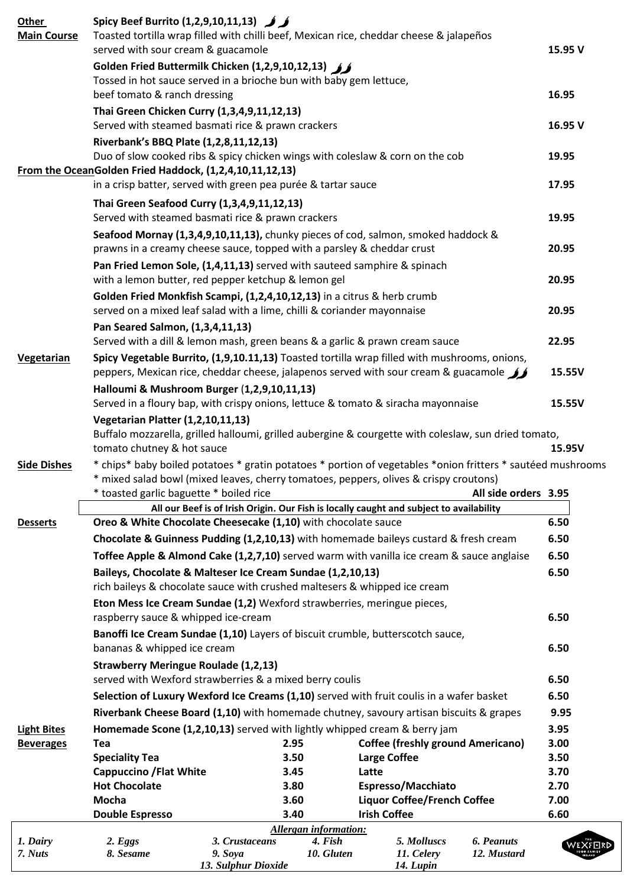## Other Main Course

**Spicy Beef Burrito (1,2,9,10,11,13)** 🌶🌶
Toasted tortilla wrap filled with chilli beef, Mexican rice, cheddar cheese & jalapeños served with sour cream & guacamole **15.95 V**

**Golden Fried Buttermilk Chicken (1,2,9,10,12,13)** 🌶🌶
Tossed in hot sauce served in a brioche bun with baby gem lettuce, beef tomato & ranch dressing **16.95**

**Thai Green Chicken Curry (1,3,4,9,11,12,13)**
Served with steamed basmati rice & prawn crackers **16.95 V**

**Riverbank's BBQ Plate (1,2,8,11,12,13)**
Duo of slow cooked ribs & spicy chicken wings with coleslaw & corn on the cob **19.95**

## From the Ocean

**Golden Fried Haddock, (1,2,4,10,11,12,13)**
in a crisp batter, served with green pea purée & tartar sauce **17.95**

**Thai Green Seafood Curry (1,3,4,9,11,12,13)**
Served with steamed basmati rice & prawn crackers **19.95**

**Seafood Mornay (1,3,4,9,10,11,13),** chunky pieces of cod, salmon, smoked haddock & prawns in a creamy cheese sauce, topped with a parsley & cheddar crust **20.95**

**Pan Fried Lemon Sole, (1,4,11,13)** served with sauteed samphire & spinach with a lemon butter, red pepper ketchup & lemon gel **20.95**

**Golden Fried Monkfish Scampi, (1,2,4,10,12,13)** in a citrus & herb crumb served on a mixed leaf salad with a lime, chilli & coriander mayonnaise **20.95**

**Pan Seared Salmon, (1,3,4,11,13)**
Served with a dill & lemon mash, green beans & a garlic & prawn cream sauce **22.95**

## Vegetarian

**Spicy Vegetable Burrito, (1,9,10.11,13)** Toasted tortilla wrap filled with mushrooms, onions, peppers, Mexican rice, cheddar cheese, jalapenos served with sour cream & guacamole 🌶🌶 **15.55V**

**Halloumi & Mushroom Burger (1,2,9,10,11,13)**
Served in a floury bap, with crispy onions, lettuce & tomato & siracha mayonnaise **15.55V**

**Vegetarian Platter (1,2,10,11,13)**
Buffalo mozzarella, grilled halloumi, grilled aubergine & courgette with coleslaw, sun dried tomato, tomato chutney & hot sauce **15.95V**

## Side Dishes

* chips* baby boiled potatoes * gratin potatoes * portion of vegetables *onion fritters * sautéed mushrooms
* mixed salad bowl (mixed leaves, cherry tomatoes, peppers, olives & crispy croutons)
* toasted garlic baguette * boiled rice **All side orders 3.95**

**All our Beef is of Irish Origin. Our Fish is locally caught and subject to availability**

## Desserts

**Oreo & White Chocolate Cheesecake (1,10)** with chocolate sauce **6.50**

**Chocolate & Guinness Pudding (1,2,10,13)** with homemade baileys custard & fresh cream **6.50**

**Toffee Apple & Almond Cake (1,2,7,10)** served warm with vanilla ice cream & sauce anglaise **6.50**

**Baileys, Chocolate & Malteser Ice Cream Sundae (1,2,10,13)**
rich baileys & chocolate sauce with crushed maltesers & whipped ice cream **6.50**

**Eton Mess Ice Cream Sundae (1,2)** Wexford strawberries, meringue pieces, raspberry sauce & whipped ice-cream **6.50**

**Banoffi Ice Cream Sundae (1,10)** Layers of biscuit crumble, butterscotch sauce, bananas & whipped ice cream **6.50**

**Strawberry Meringue Roulade (1,2,13)**
served with Wexford strawberries & a mixed berry coulis **6.50**

**Selection of Luxury Wexford Ice Creams (1,10)** served with fruit coulis in a wafer basket **6.50**

**Riverbank Cheese Board (1,10)** with homemade chutney, savoury artisan biscuits & grapes **9.95**

## Light Bites

**Homemade Scone (1,2,10,13)** served with lightly whipped cream & berry jam **3.95**

## Beverages

| | | | |
|---|---|---|---|
| **Tea** | **2.95** | **Coffee (freshly ground Americano)** | **3.00** |
| **Speciality Tea** | **3.50** | **Large Coffee** | **3.50** |
| **Cappuccino /Flat White** | **3.45** | **Latte** | **3.70** |
| **Hot Chocolate** | **3.80** | **Espresso/Macchiato** | **2.70** |
| **Mocha** | **3.60** | **Liquor Coffee/French Coffee** | **7.00** |
| **Double Espresso** | **3.40** | **Irish Coffee** | **6.60** |

***Allergan information:***

| | | | | | |
|---|---|---|---|---|---|
| *1. Dairy* | *2. Eggs* | *3. Crustaceans* | *4. Fish* | *5. Molluscs* | *6. Peanuts* |
| *7. Nuts* | *8. Sesame* | *9. Soya* | *10. Gluten* | *11. Celery* | *12. Mustard* |
| | | *13. Sulphur Dioxide* | | *14. Lupin* | |